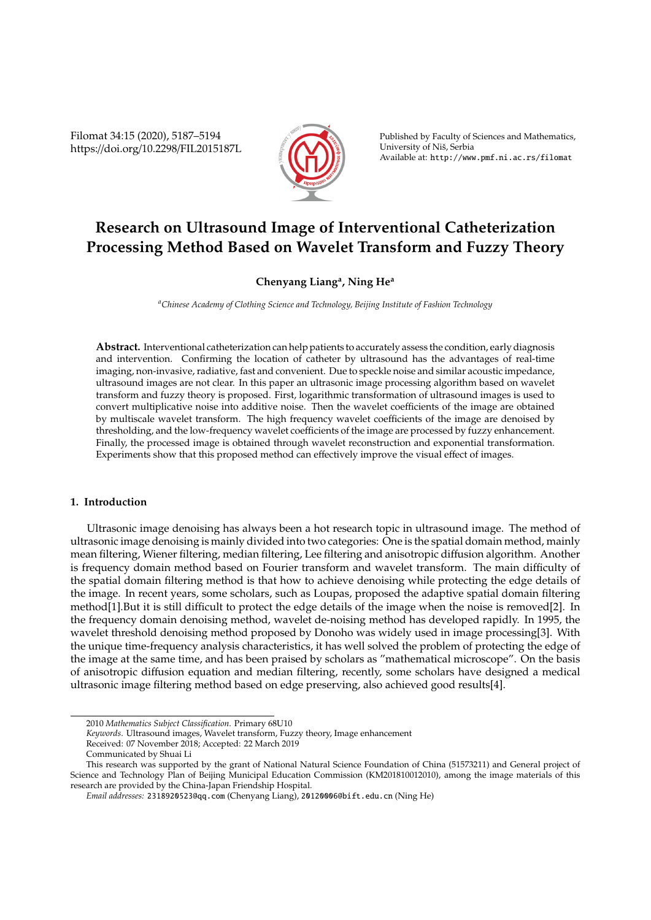# Research on Ultrasound Image of Interventional Catheterization Processing Method Based on Wavelet Transform and Fuzzy Theory

**Chenyang Liang[a], Ning He[a]**

[a]*Chinese Academy of Clothing Science and Technology, Beijing Institute of Fashion Technology*

**Abstract.** Interventional catheterization can help patients to accurately assess the condition, early diagnosis and intervention. Confirming the location of catheter by ultrasound has the advantages of real-time imaging, non-invasive, radiative, fast and convenient. Due to speckle noise and similar acoustic impedance, ultrasound images are not clear. In this paper an ultrasonic image processing algorithm based on wavelet transform and fuzzy theory is proposed. First, logarithmic transformation of ultrasound images is used to convert multiplicative noise into additive noise. Then the wavelet coefficients of the image are obtained by multiscale wavelet transform. The high frequency wavelet coefficients of the image are denoised by thresholding, and the low-frequency wavelet coefficients of the image are processed by fuzzy enhancement. Finally, the processed image is obtained through wavelet reconstruction and exponential transformation. Experiments show that this proposed method can effectively improve the visual effect of images.

## 1. Introduction

Ultrasonic image denoising has always been a hot research topic in ultrasound image. The method of ultrasonic image denoising is mainly divided into two categories: One is the spatial domain method, mainly mean filtering, Wiener filtering, median filtering, Lee filtering and anisotropic diffusion algorithm. Another is frequency domain method based on Fourier transform and wavelet transform. The main difficulty of the spatial domain filtering method is that how to achieve denoising while protecting the edge details of the image. In recent years, some scholars, such as Loupas, proposed the adaptive spatial domain filtering method[1].But it is still difficult to protect the edge details of the image when the noise is removed[2]. In the frequency domain denoising method, wavelet de-noising method has developed rapidly. In 1995, the wavelet threshold denoising method proposed by Donoho was widely used in image processing[3]. With the unique time-frequency analysis characteristics, it has well solved the problem of protecting the edge of the image at the same time, and has been praised by scholars as "mathematical microscope". On the basis of anisotropic diffusion equation and median filtering, recently, some scholars have designed a medical ultrasonic image filtering method based on edge preserving, also achieved good results[4].

---

2010 *Mathematics Subject Classification*. Primary 68U10

*Keywords*. Ultrasound images, Wavelet transform, Fuzzy theory, Image enhancement

Received: 07 November 2018; Accepted: 22 March 2019

Communicated by Shuai Li

This research was supported by the grant of National Natural Science Foundation of China (51573211) and General project of Science and Technology Plan of Beijing Municipal Education Commission (KM201810012010), among the image materials of this research are provided by the China-Japan Friendship Hospital.

*Email addresses:* 2318920523@qq.com (Chenyang Liang), 20120006@bift.edu.cn (Ning He)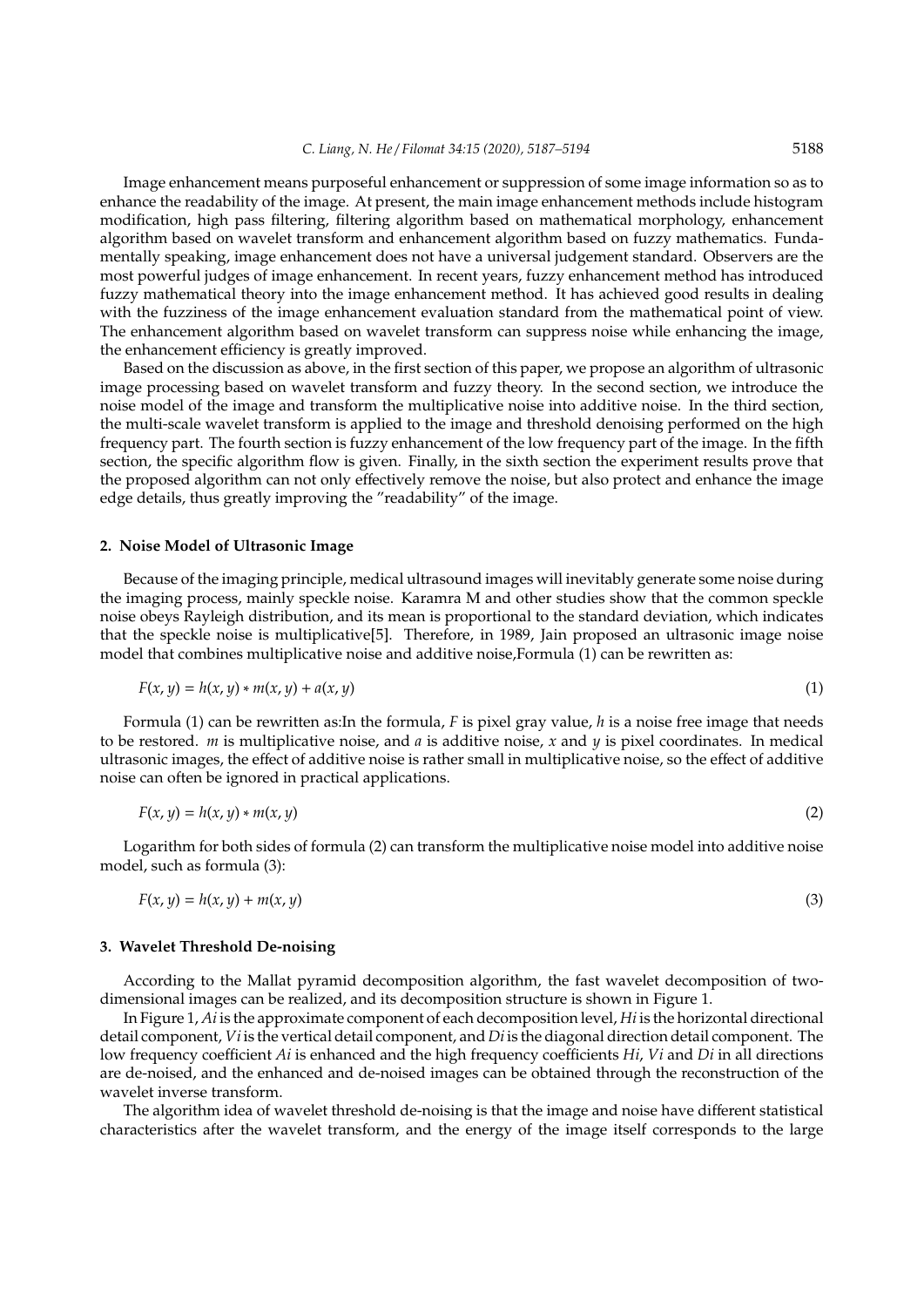Image enhancement means purposeful enhancement or suppression of some image information so as to enhance the readability of the image. At present, the main image enhancement methods include histogram modification, high pass filtering, filtering algorithm based on mathematical morphology, enhancement algorithm based on wavelet transform and enhancement algorithm based on fuzzy mathematics. Fundamentally speaking, image enhancement does not have a universal judgement standard. Observers are the most powerful judges of image enhancement. In recent years, fuzzy enhancement method has introduced fuzzy mathematical theory into the image enhancement method. It has achieved good results in dealing with the fuzziness of the image enhancement evaluation standard from the mathematical point of view. The enhancement algorithm based on wavelet transform can suppress noise while enhancing the image, the enhancement efficiency is greatly improved.

Based on the discussion as above, in the first section of this paper, we propose an algorithm of ultrasonic image processing based on wavelet transform and fuzzy theory. In the second section, we introduce the noise model of the image and transform the multiplicative noise into additive noise. In the third section, the multi-scale wavelet transform is applied to the image and threshold denoising performed on the high frequency part. The fourth section is fuzzy enhancement of the low frequency part of the image. In the fifth section, the specific algorithm flow is given. Finally, in the sixth section the experiment results prove that the proposed algorithm can not only effectively remove the noise, but also protect and enhance the image edge details, thus greatly improving the "readability" of the image.

## 2. Noise Model of Ultrasonic Image

Because of the imaging principle, medical ultrasound images will inevitably generate some noise during the imaging process, mainly speckle noise. Karamra M and other studies show that the common speckle noise obeys Rayleigh distribution, and its mean is proportional to the standard deviation, which indicates that the speckle noise is multiplicative[5]. Therefore, in 1989, Jain proposed an ultrasonic image noise model that combines multiplicative noise and additive noise,Formula (1) can be rewritten as:

$$F(x, y) = h(x, y) * m(x, y) + a(x, y) \tag{1}$$

Formula (1) can be rewritten as:In the formula, $F$ is pixel gray value, $h$ is a noise free image that needs to be restored. $m$ is multiplicative noise, and $a$ is additive noise, $x$ and $y$ is pixel coordinates. In medical ultrasonic images, the effect of additive noise is rather small in multiplicative noise, so the effect of additive noise can often be ignored in practical applications.

$$F(x, y) = h(x, y) * m(x, y) \tag{2}$$

Logarithm for both sides of formula (2) can transform the multiplicative noise model into additive noise model, such as formula (3):

$$F(x, y) = h(x, y) + m(x, y) \tag{3}$$

## 3. Wavelet Threshold De-noising

According to the Mallat pyramid decomposition algorithm, the fast wavelet decomposition of two-dimensional images can be realized, and its decomposition structure is shown in Figure 1.

In Figure 1, $Ai$ is the approximate component of each decomposition level, $Hi$ is the horizontal directional detail component, $Vi$ is the vertical detail component, and $Di$ is the diagonal direction detail component. The low frequency coefficient $Ai$ is enhanced and the high frequency coefficients $Hi$, $Vi$ and $Di$ in all directions are de-noised, and the enhanced and de-noised images can be obtained through the reconstruction of the wavelet inverse transform.

The algorithm idea of wavelet threshold de-noising is that the image and noise have different statistical characteristics after the wavelet transform, and the energy of the image itself corresponds to the large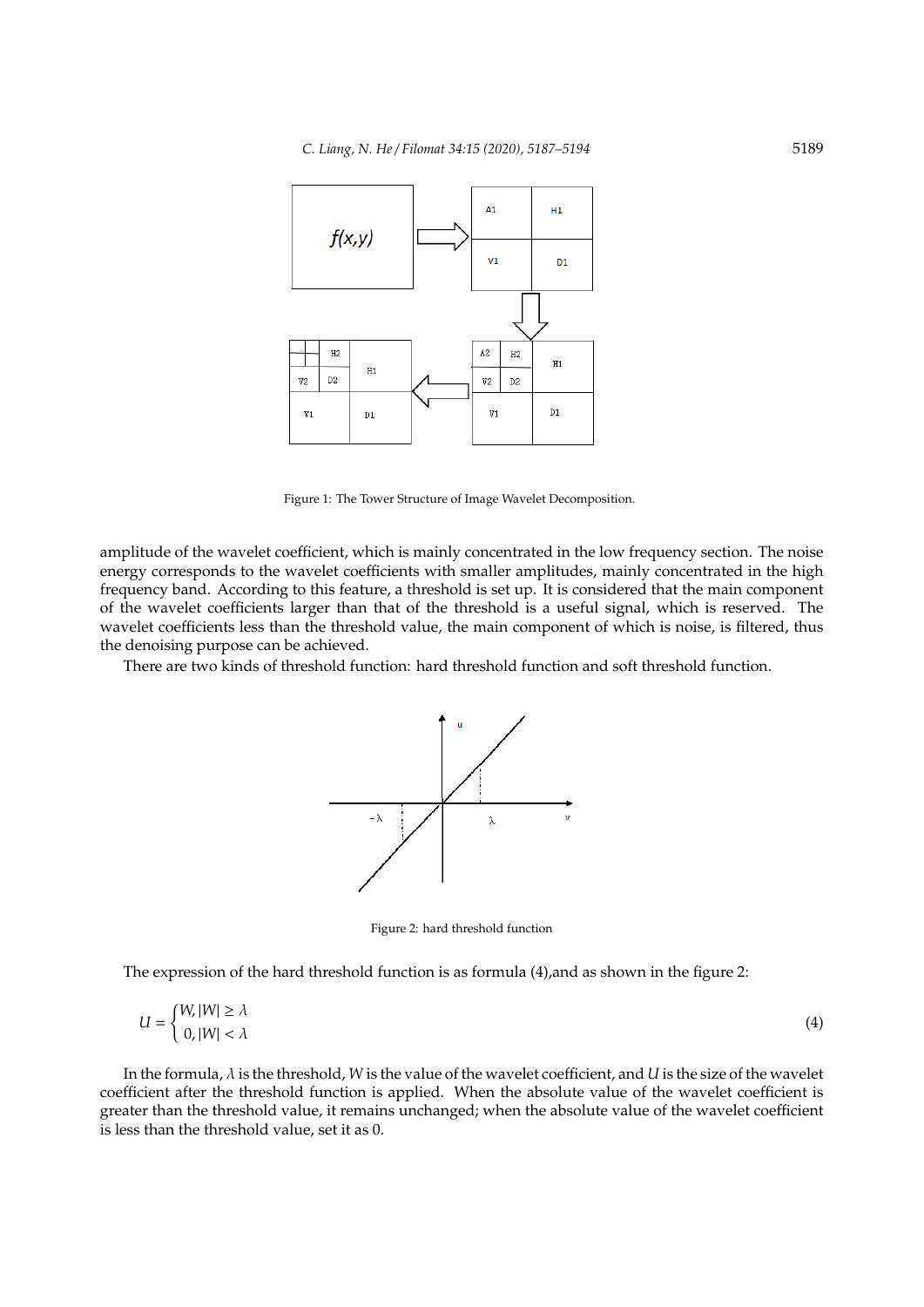Figure 1: The Tower Structure of Image Wavelet Decomposition.

amplitude of the wavelet coefficient, which is mainly concentrated in the low frequency section. The noise energy corresponds to the wavelet coefficients with smaller amplitudes, mainly concentrated in the high frequency band. According to this feature, a threshold is set up. It is considered that the main component of the wavelet coefficients larger than that of the threshold is a useful signal, which is reserved. The wavelet coefficients less than the threshold value, the main component of which is noise, is filtered, thus the denoising purpose can be achieved.

There are two kinds of threshold function: hard threshold function and soft threshold function.

Figure 2: hard threshold function

The expression of the hard threshold function is as formula (4),and as shown in the figure 2:

$$U = \begin{cases} W, |W| \geq \lambda \\ 0, |W| < \lambda \end{cases} \tag{4}$$

In the formula, $\lambda$ is the threshold, $W$ is the value of the wavelet coefficient, and $U$ is the size of the wavelet coefficient after the threshold function is applied. When the absolute value of the wavelet coefficient is greater than the threshold value, it remains unchanged; when the absolute value of the wavelet coefficient is less than the threshold value, set it as 0.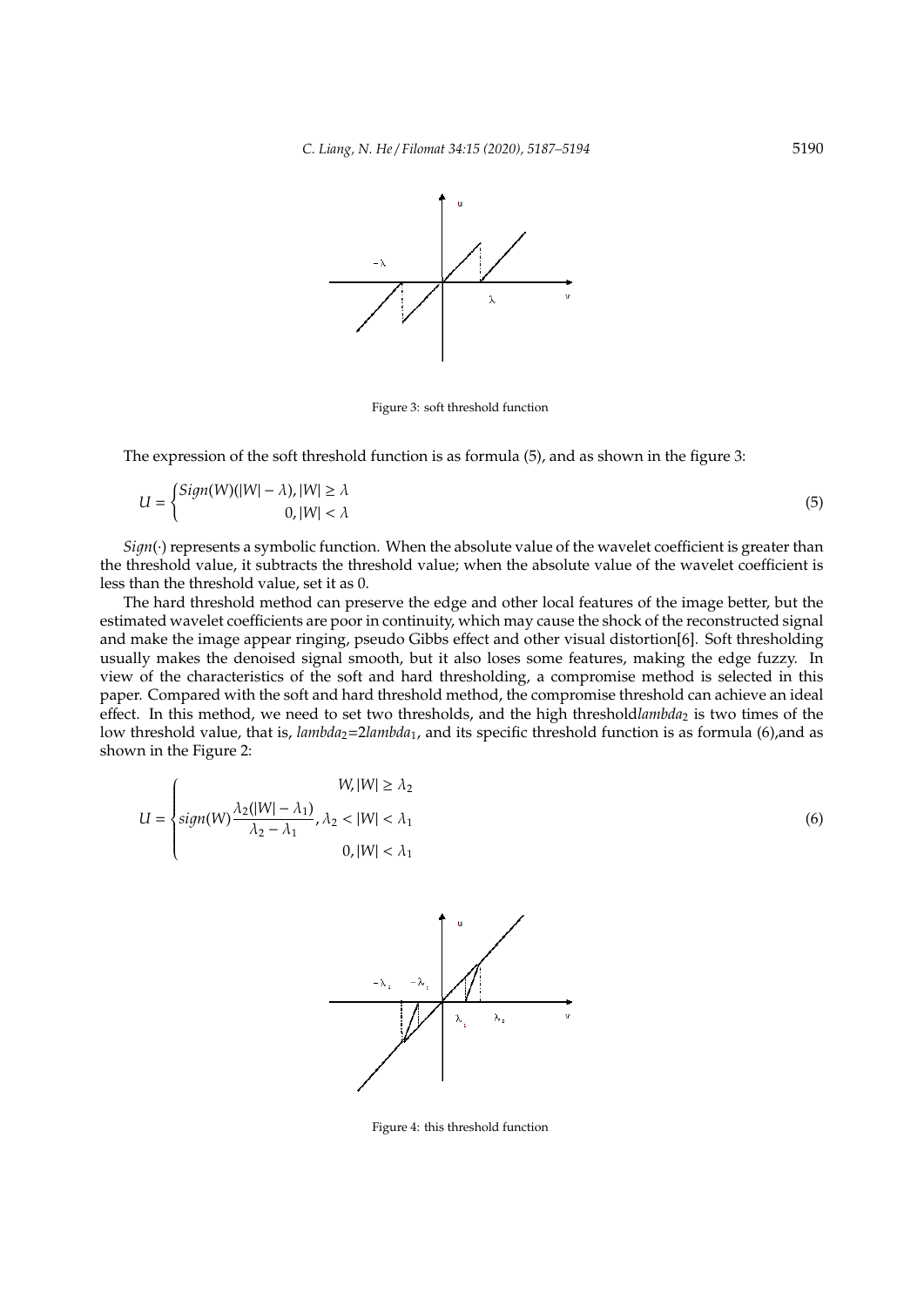Figure 3: soft threshold function

The expression of the soft threshold function is as formula (5), and as shown in the figure 3:

$$U = \begin{cases} Sign(W)(|W| - \lambda), |W| \geq \lambda \\ 0, |W| < \lambda \end{cases} \tag{5}$$

$Sign(\cdot)$ represents a symbolic function. When the absolute value of the wavelet coefficient is greater than the threshold value, it subtracts the threshold value; when the absolute value of the wavelet coefficient is less than the threshold value, set it as 0.

The hard threshold method can preserve the edge and other local features of the image better, but the estimated wavelet coefficients are poor in continuity, which may cause the shock of the reconstructed signal and make the image appear ringing, pseudo Gibbs effect and other visual distortion[6]. Soft thresholding usually makes the denoised signal smooth, but it also loses some features, making the edge fuzzy. In view of the characteristics of the soft and hard thresholding, a compromise method is selected in this paper. Compared with the soft and hard threshold method, the compromise threshold can achieve an ideal effect. In this method, we need to set two thresholds, and the high threshold*lambda*$_2$ is two times of the low threshold value, that is, *lambda*$_2$=2*lambda*$_1$, and its specific threshold function is as formula (6),and as shown in the Figure 2:

$$U = \begin{cases} W, |W| \geq \lambda_2 \\ sign(W)\dfrac{\lambda_2(|W| - \lambda_1)}{\lambda_2 - \lambda_1}, \lambda_2 < |W| < \lambda_1 \\ 0, |W| < \lambda_1 \end{cases} \tag{6}$$

Figure 4: this threshold function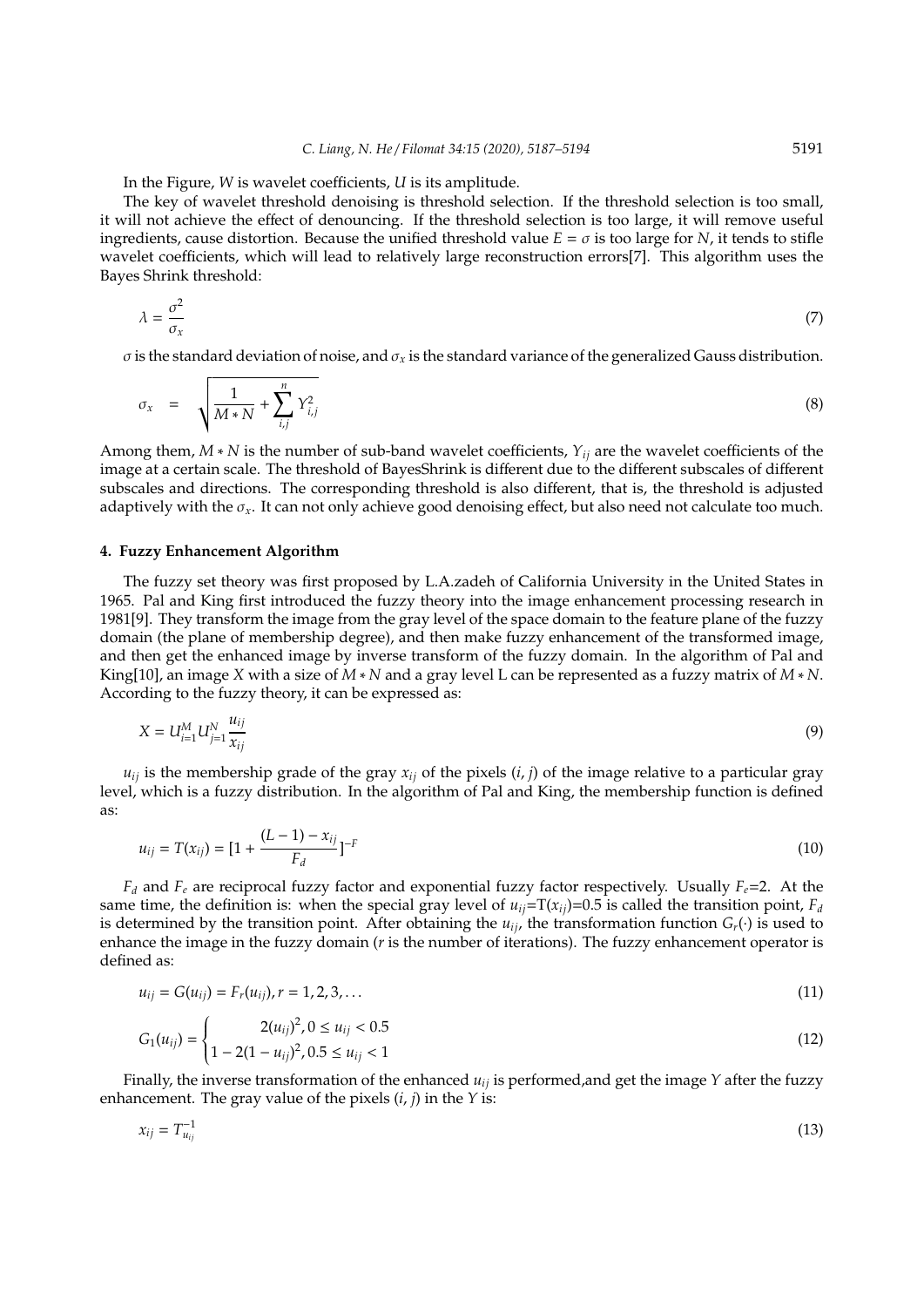In the Figure, $W$ is wavelet coefficients, $U$ is its amplitude.

The key of wavelet threshold denoising is threshold selection. If the threshold selection is too small, it will not achieve the effect of denouncing. If the threshold selection is too large, it will remove useful ingredients, cause distortion. Because the unified threshold value $E = \sigma$ is too large for $N$, it tends to stifle wavelet coefficients, which will lead to relatively large reconstruction errors[7]. This algorithm uses the Bayes Shrink threshold:

$$\lambda = \frac{\sigma^2}{\sigma_x} \tag{7}$$

$\sigma$ is the standard deviation of noise, and $\sigma_x$ is the standard variance of the generalized Gauss distribution.

$$\sigma_x = \sqrt{\frac{1}{M*N} + \sum_{i,j}^{n} Y_{i,j}^2} \tag{8}$$

Among them, $M*N$ is the number of sub-band wavelet coefficients, $Y_{ij}$ are the wavelet coefficients of the image at a certain scale. The threshold of BayesShrink is different due to the different subscales of different subscales and directions. The corresponding threshold is also different, that is, the threshold is adjusted adaptively with the $\sigma_x$. It can not only achieve good denoising effect, but also need not calculate too much.

## 4. Fuzzy Enhancement Algorithm

The fuzzy set theory was first proposed by L.A.zadeh of California University in the United States in 1965. Pal and King first introduced the fuzzy theory into the image enhancement processing research in 1981[9]. They transform the image from the gray level of the space domain to the feature plane of the fuzzy domain (the plane of membership degree), and then make fuzzy enhancement of the transformed image, and then get the enhanced image by inverse transform of the fuzzy domain. In the algorithm of Pal and King[10], an image $X$ with a size of $M*N$ and a gray level L can be represented as a fuzzy matrix of $M*N$. According to the fuzzy theory, it can be expressed as:

$$X = U_{i=1}^{M} U_{j=1}^{N} \frac{u_{ij}}{x_{ij}} \tag{9}$$

$u_{ij}$ is the membership grade of the gray $x_{ij}$ of the pixels $(i, j)$ of the image relative to a particular gray level, which is a fuzzy distribution. In the algorithm of Pal and King, the membership function is defined as:

$$u_{ij} = T(x_{ij}) = [1 + \frac{(L-1) - x_{ij}}{F_d}]^{-F} \tag{10}$$

$F_d$ and $F_e$ are reciprocal fuzzy factor and exponential fuzzy factor respectively. Usually $F_e$=2. At the same time, the definition is: when the special gray level of $u_{ij}$=T($x_{ij}$)=0.5 is called the transition point, $F_d$ is determined by the transition point. After obtaining the $u_{ij}$, the transformation function $G_r(\cdot)$ is used to enhance the image in the fuzzy domain ($r$ is the number of iterations). The fuzzy enhancement operator is defined as:

$$u_{ij} = G(u_{ij}) = F_r(u_{ij}), r = 1, 2, 3, \ldots \tag{11}$$

$$G_1(u_{ij}) = \begin{cases} 2(u_{ij})^2, 0 \le u_{ij} < 0.5 \\ 1 - 2(1 - u_{ij})^2, 0.5 \le u_{ij} < 1 \end{cases} \tag{12}$$

Finally, the inverse transformation of the enhanced $u_{ij}$ is performed,and get the image $Y$ after the fuzzy enhancement. The gray value of the pixels $(i, j)$ in the $Y$ is:

$$x_{ij} = T_{u_{ij}}^{-1} \tag{13}$$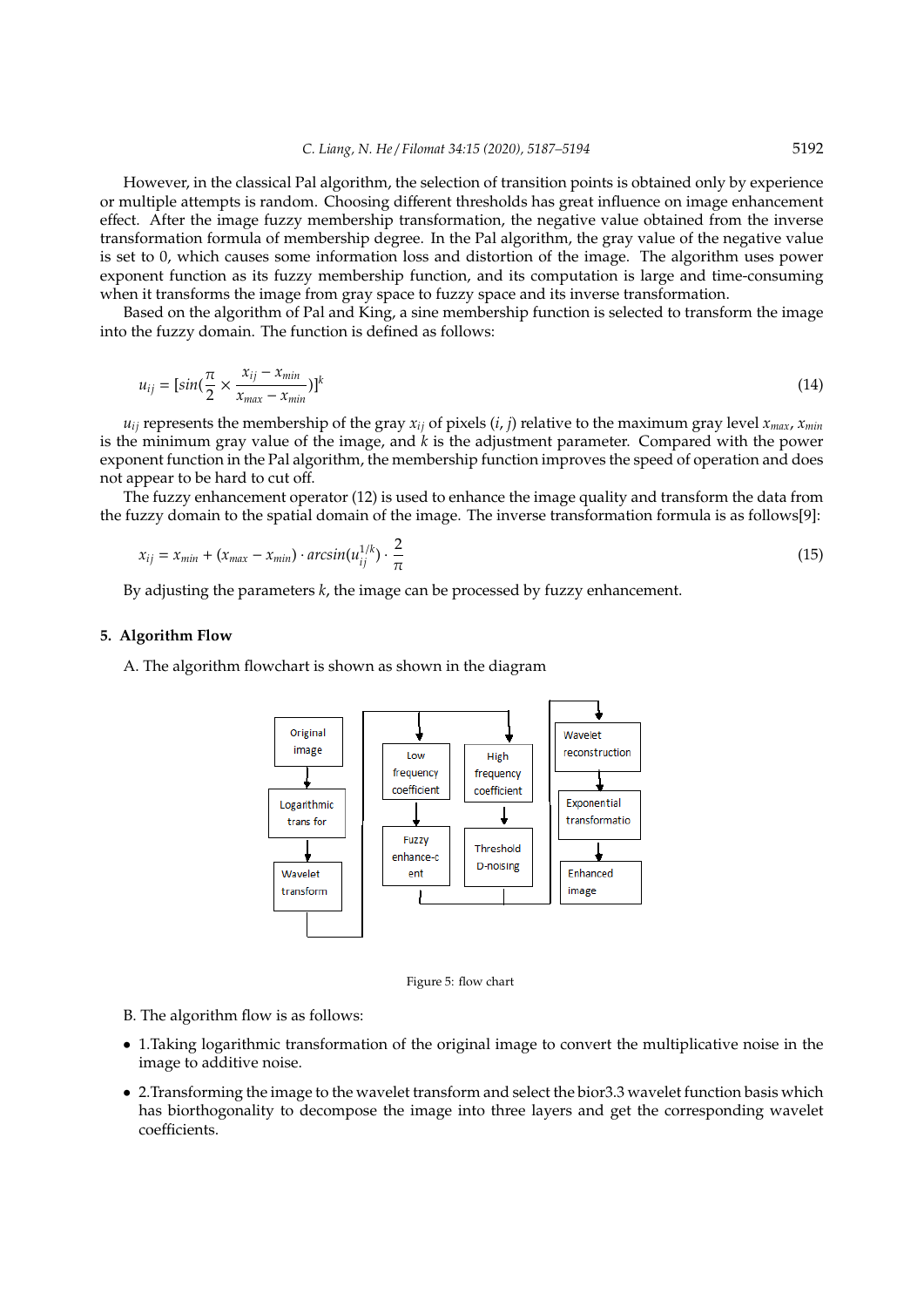However, in the classical Pal algorithm, the selection of transition points is obtained only by experience or multiple attempts is random. Choosing different thresholds has great influence on image enhancement effect. After the image fuzzy membership transformation, the negative value obtained from the inverse transformation formula of membership degree. In the Pal algorithm, the gray value of the negative value is set to 0, which causes some information loss and distortion of the image. The algorithm uses power exponent function as its fuzzy membership function, and its computation is large and time-consuming when it transforms the image from gray space to fuzzy space and its inverse transformation.

Based on the algorithm of Pal and King, a sine membership function is selected to transform the image into the fuzzy domain. The function is defined as follows:

$$u_{ij} = [sin(\frac{\pi}{2} \times \frac{x_{ij} - x_{min}}{x_{max} - x_{min}})]^k \tag{14}$$

$u_{ij}$ represents the membership of the gray $x_{ij}$ of pixels $(i, j)$ relative to the maximum gray level $x_{max}$, $x_{min}$ is the minimum gray value of the image, and $k$ is the adjustment parameter. Compared with the power exponent function in the Pal algorithm, the membership function improves the speed of operation and does not appear to be hard to cut off.

The fuzzy enhancement operator (12) is used to enhance the image quality and transform the data from the fuzzy domain to the spatial domain of the image. The inverse transformation formula is as follows[9]:

$$x_{ij} = x_{min} + (x_{max} - x_{min}) \cdot arcsin(u_{ij}^{1/k}) \cdot \frac{2}{\pi} \tag{15}$$

By adjusting the parameters $k$, the image can be processed by fuzzy enhancement.

## 5. Algorithm Flow

A. The algorithm flowchart is shown as shown in the diagram

Figure 5: flow chart

B. The algorithm flow is as follows:

- 1.Taking logarithmic transformation of the original image to convert the multiplicative noise in the image to additive noise.
- 2.Transforming the image to the wavelet transform and select the bior3.3 wavelet function basis which has biorthogonality to decompose the image into three layers and get the corresponding wavelet coefficients.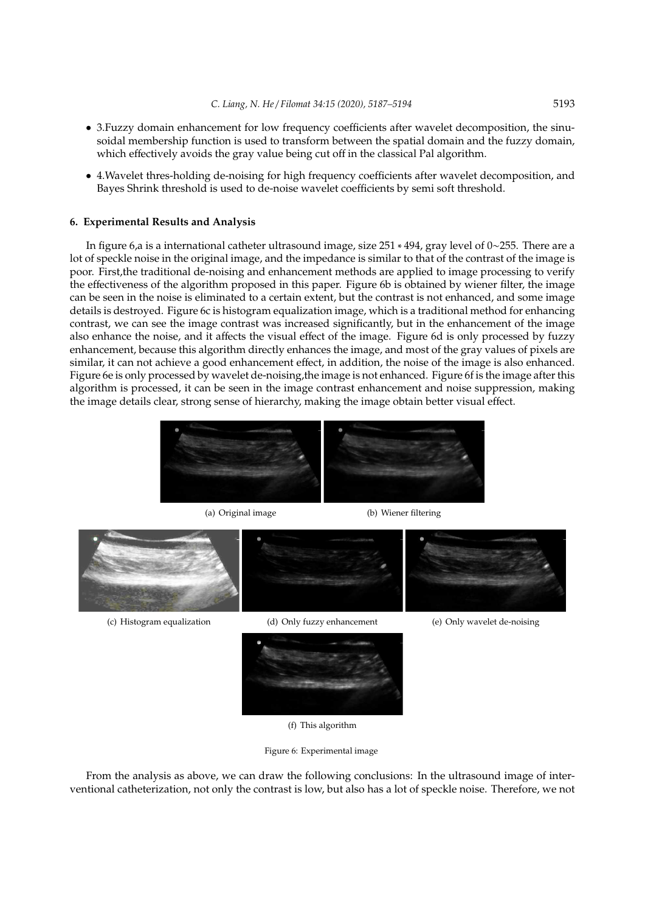- 3.Fuzzy domain enhancement for low frequency coefficients after wavelet decomposition, the sinusoidal membership function is used to transform between the spatial domain and the fuzzy domain, which effectively avoids the gray value being cut off in the classical Pal algorithm.
- 4.Wavelet thres-holding de-noising for high frequency coefficients after wavelet decomposition, and Bayes Shrink threshold is used to de-noise wavelet coefficients by semi soft threshold.

## 6. Experimental Results and Analysis

In figure 6,a is a international catheter ultrasound image, size $251 * 494$, gray level of $0 \sim 255$. There are a lot of speckle noise in the original image, and the impedance is similar to that of the contrast of the image is poor. First,the traditional de-noising and enhancement methods are applied to image processing to verify the effectiveness of the algorithm proposed in this paper. Figure 6b is obtained by wiener filter, the image can be seen in the noise is eliminated to a certain extent, but the contrast is not enhanced, and some image details is destroyed. Figure 6c is histogram equalization image, which is a traditional method for enhancing contrast, we can see the image contrast was increased significantly, but in the enhancement of the image also enhance the noise, and it affects the visual effect of the image. Figure 6d is only processed by fuzzy enhancement, because this algorithm directly enhances the image, and most of the gray values of pixels are similar, it can not achieve a good enhancement effect, in addition, the noise of the image is also enhanced. Figure 6e is only processed by wavelet de-noising,the image is not enhanced. Figure 6f is the image after this algorithm is processed, it can be seen in the image contrast enhancement and noise suppression, making the image details clear, strong sense of hierarchy, making the image obtain better visual effect.

(a) Original image

(b) Wiener filtering

(c) Histogram equalization

(d) Only fuzzy enhancement

(e) Only wavelet de-noising

(f) This algorithm

Figure 6: Experimental image

From the analysis as above, we can draw the following conclusions: In the ultrasound image of interventional catheterization, not only the contrast is low, but also has a lot of speckle noise. Therefore, we not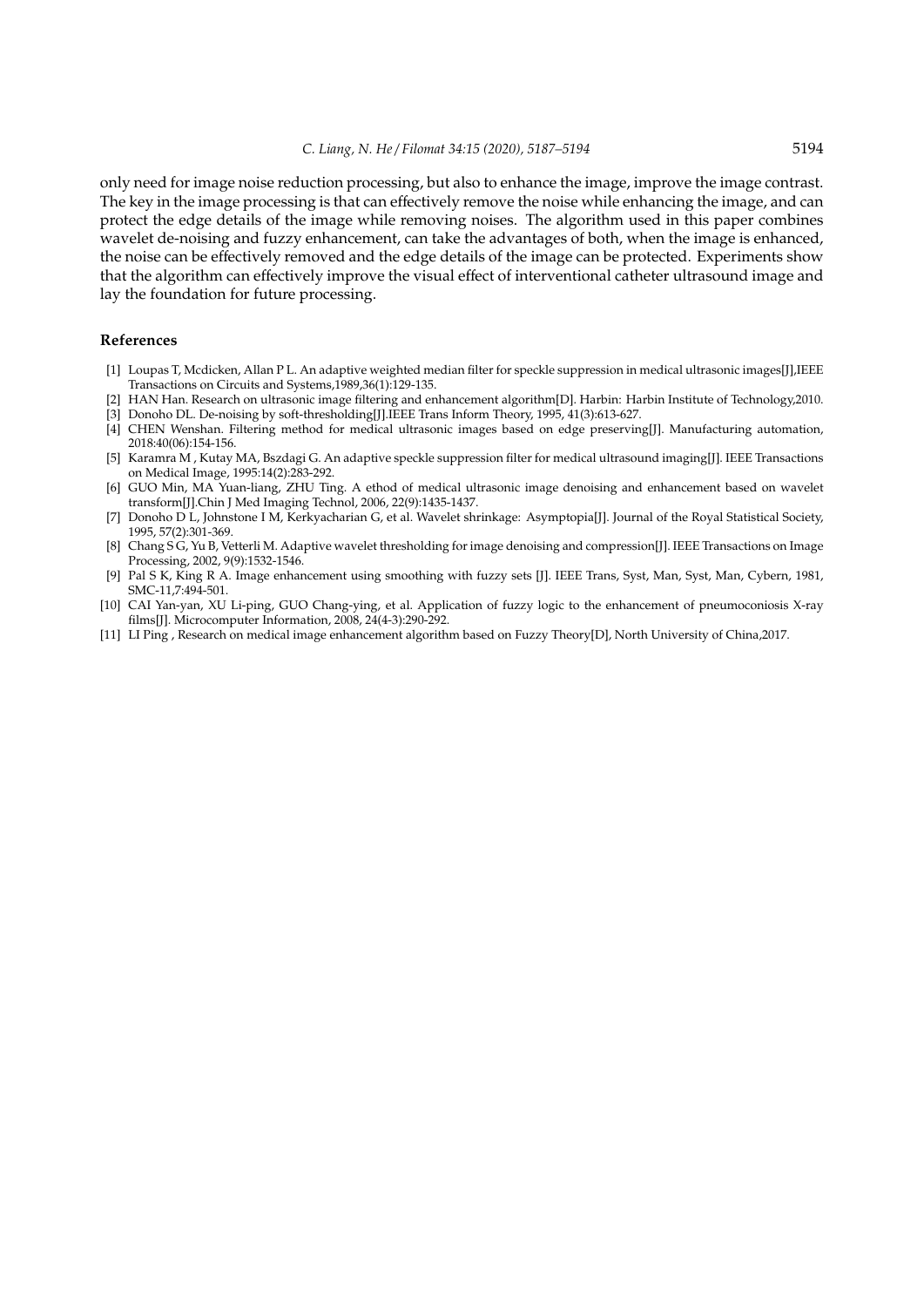only need for image noise reduction processing, but also to enhance the image, improve the image contrast. The key in the image processing is that can effectively remove the noise while enhancing the image, and can protect the edge details of the image while removing noises. The algorithm used in this paper combines wavelet de-noising and fuzzy enhancement, can take the advantages of both, when the image is enhanced, the noise can be effectively removed and the edge details of the image can be protected. Experiments show that the algorithm can effectively improve the visual effect of interventional catheter ultrasound image and lay the foundation for future processing.

## References

[1] Loupas T, Mcdicken, Allan P L. An adaptive weighted median filter for speckle suppression in medical ultrasonic images[J],IEEE Transactions on Circuits and Systems,1989,36(1):129-135.

[2] HAN Han. Research on ultrasonic image filtering and enhancement algorithm[D]. Harbin: Harbin Institute of Technology,2010.

[3] Donoho DL. De-noising by soft-thresholding[J].IEEE Trans Inform Theory, 1995, 41(3):613-627.

[4] CHEN Wenshan. Filtering method for medical ultrasonic images based on edge preserving[J]. Manufacturing automation, 2018:40(06):154-156.

[5] Karamra M , Kutay MA, Bszdagi G. An adaptive speckle suppression filter for medical ultrasound imaging[J]. IEEE Transactions on Medical Image, 1995:14(2):283-292.

[6] GUO Min, MA Yuan-liang, ZHU Ting. A ethod of medical ultrasonic image denoising and enhancement based on wavelet transform[J].Chin J Med Imaging Technol, 2006, 22(9):1435-1437.

[7] Donoho D L, Johnstone I M, Kerkyacharian G, et al. Wavelet shrinkage: Asymptopia[J]. Journal of the Royal Statistical Society, 1995, 57(2):301-369.

[8] Chang S G, Yu B, Vetterli M. Adaptive wavelet thresholding for image denoising and compression[J]. IEEE Transactions on Image Processing, 2002, 9(9):1532-1546.

[9] Pal S K, King R A. Image enhancement using smoothing with fuzzy sets [J]. IEEE Trans, Syst, Man, Syst, Man, Cybern, 1981, SMC-11,7:494-501.

[10] CAI Yan-yan, XU Li-ping, GUO Chang-ying, et al. Application of fuzzy logic to the enhancement of pneumoconiosis X-ray films[J]. Microcomputer Information, 2008, 24(4-3):290-292.

[11] LI Ping , Research on medical image enhancement algorithm based on Fuzzy Theory[D], North University of China,2017.